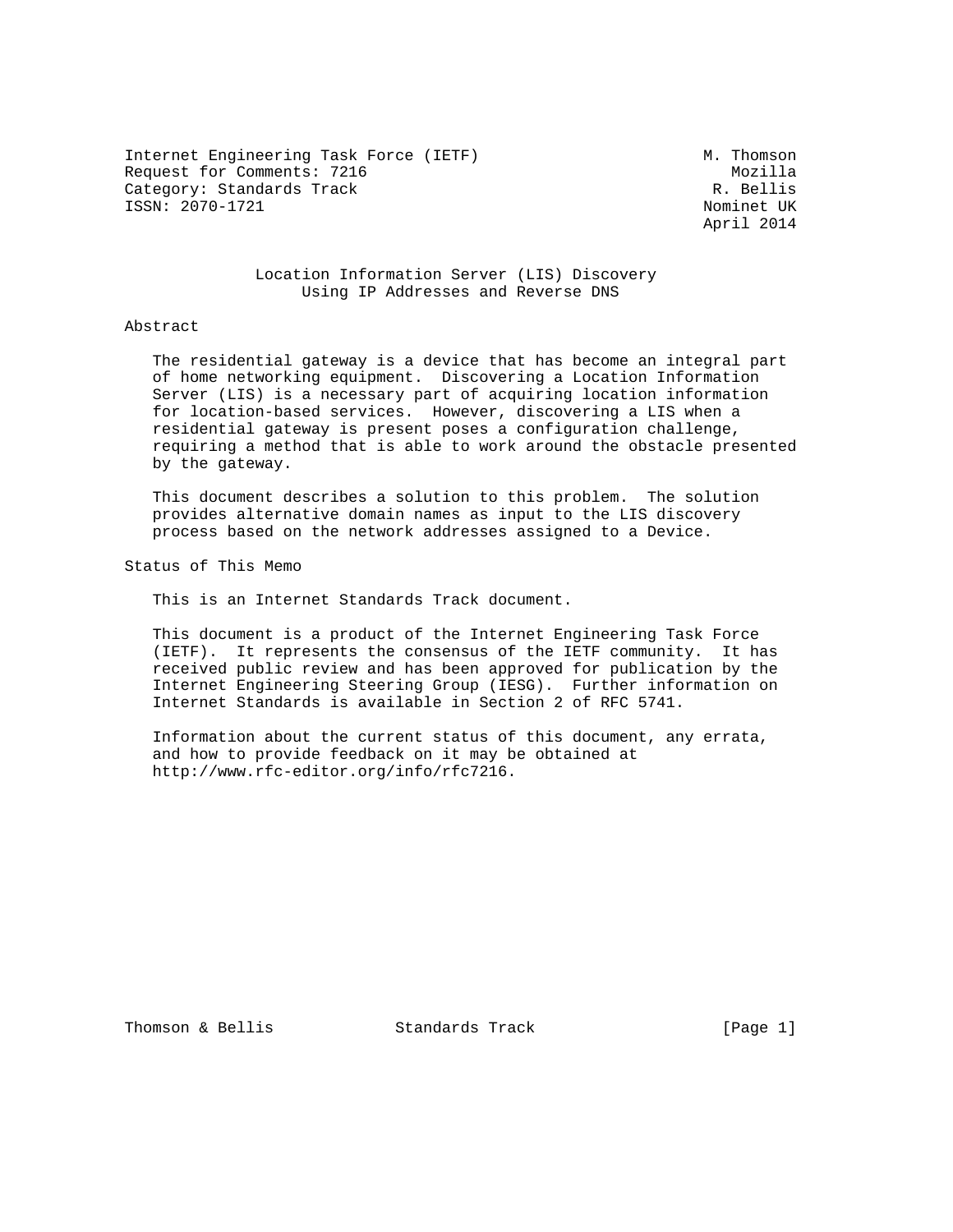Internet Engineering Task Force (IETF)                        M. Thomson
Request for Comments: 7216                                       Mozilla
Category: Standards Track                                      R. Bellis
ISSN: 2070-1721                                               Nominet UK
                                                              April 2014

# Location Information Server (LIS) Discovery Using IP Addresses and Reverse DNS

## Abstract

The residential gateway is a device that has become an integral part of home networking equipment. Discovering a Location Information Server (LIS) is a necessary part of acquiring location information for location-based services. However, discovering a LIS when a residential gateway is present poses a configuration challenge, requiring a method that is able to work around the obstacle presented by the gateway.

This document describes a solution to this problem. The solution provides alternative domain names as input to the LIS discovery process based on the network addresses assigned to a Device.

## Status of This Memo

This is an Internet Standards Track document.

This document is a product of the Internet Engineering Task Force (IETF). It represents the consensus of the IETF community. It has received public review and has been approved for publication by the Internet Engineering Steering Group (IESG). Further information on Internet Standards is available in Section 2 of RFC 5741.

Information about the current status of this document, any errata, and how to provide feedback on it may be obtained at http://www.rfc-editor.org/info/rfc7216.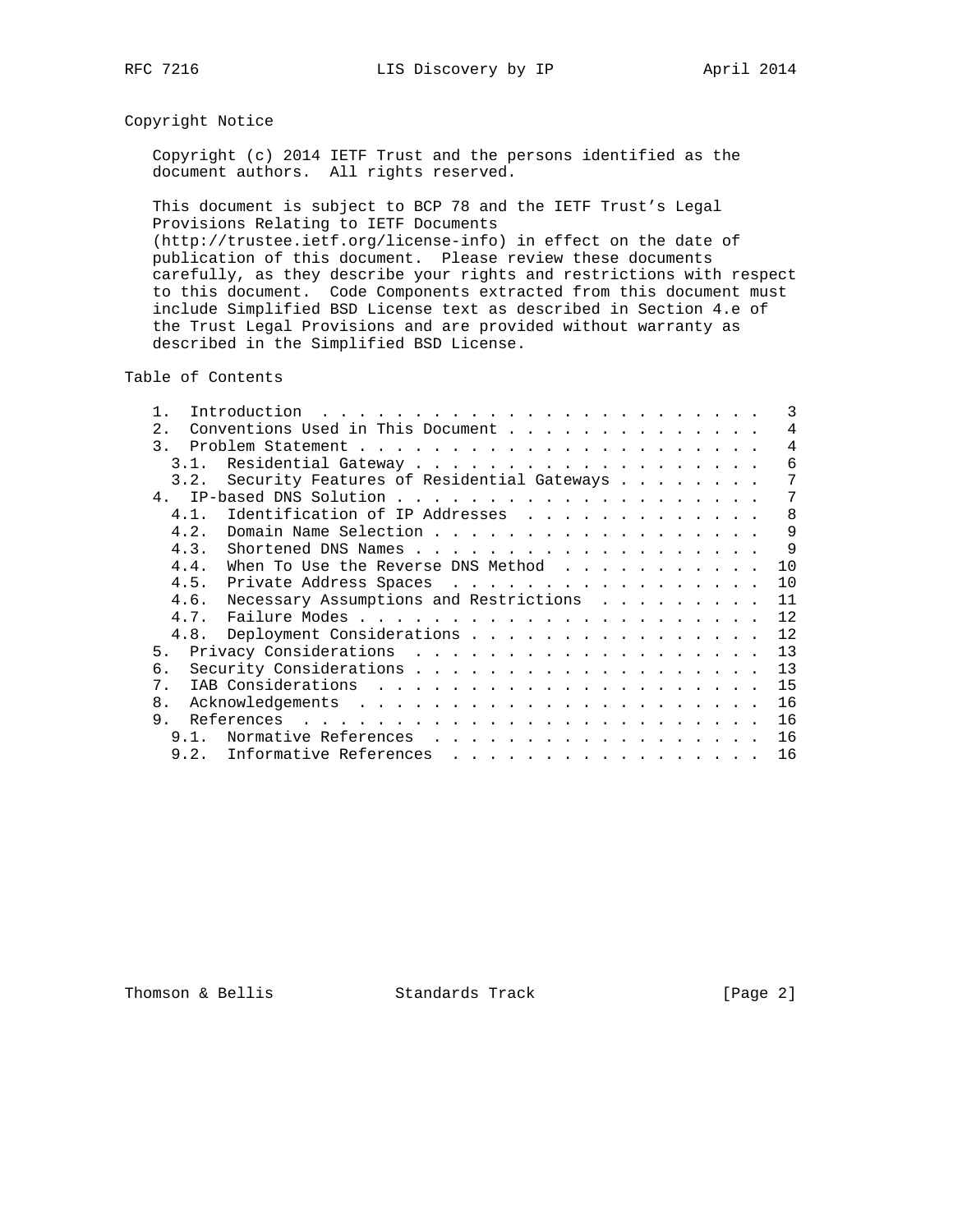## Copyright Notice

Copyright (c) 2014 IETF Trust and the persons identified as the document authors. All rights reserved.

This document is subject to BCP 78 and the IETF Trust's Legal Provisions Relating to IETF Documents (http://trustee.ietf.org/license-info) in effect on the date of publication of this document. Please review these documents carefully, as they describe your rights and restrictions with respect to this document. Code Components extracted from this document must include Simplified BSD License text as described in Section 4.e of the Trust Legal Provisions and are provided without warranty as described in the Simplified BSD License.

## Table of Contents

```
   1.  Introduction . . . . . . . . . . . . . . . . . . . . . . . .   3
   2.  Conventions Used in This Document . . . . . . . . . . . . . .   4
   3.  Problem Statement . . . . . . . . . . . . . . . . . . . . . .   4
     3.1.  Residential Gateway . . . . . . . . . . . . . . . . . . .   6
     3.2.  Security Features of Residential Gateways . . . . . . . .   7
   4.  IP-based DNS Solution . . . . . . . . . . . . . . . . . . . .   7
     4.1.  Identification of IP Addresses  . . . . . . . . . . . . .   8
     4.2.  Domain Name Selection . . . . . . . . . . . . . . . . . .   9
     4.3.  Shortened DNS Names . . . . . . . . . . . . . . . . . . .   9
     4.4.  When To Use the Reverse DNS Method  . . . . . . . . . . .  10
     4.5.  Private Address Spaces  . . . . . . . . . . . . . . . . .  10
     4.6.  Necessary Assumptions and Restrictions  . . . . . . . . .  11
     4.7.  Failure Modes . . . . . . . . . . . . . . . . . . . . . .  12
     4.8.  Deployment Considerations . . . . . . . . . . . . . . . .  12
   5.  Privacy Considerations  . . . . . . . . . . . . . . . . . . .  13
   6.  Security Considerations . . . . . . . . . . . . . . . . . . .  13
   7.  IAB Considerations  . . . . . . . . . . . . . . . . . . . . .  15
   8.  Acknowledgements  . . . . . . . . . . . . . . . . . . . . . .  16
   9.  References  . . . . . . . . . . . . . . . . . . . . . . . . .  16
     9.1.  Normative References  . . . . . . . . . . . . . . . . . .  16
     9.2.  Informative References  . . . . . . . . . . . . . . . . .  16
```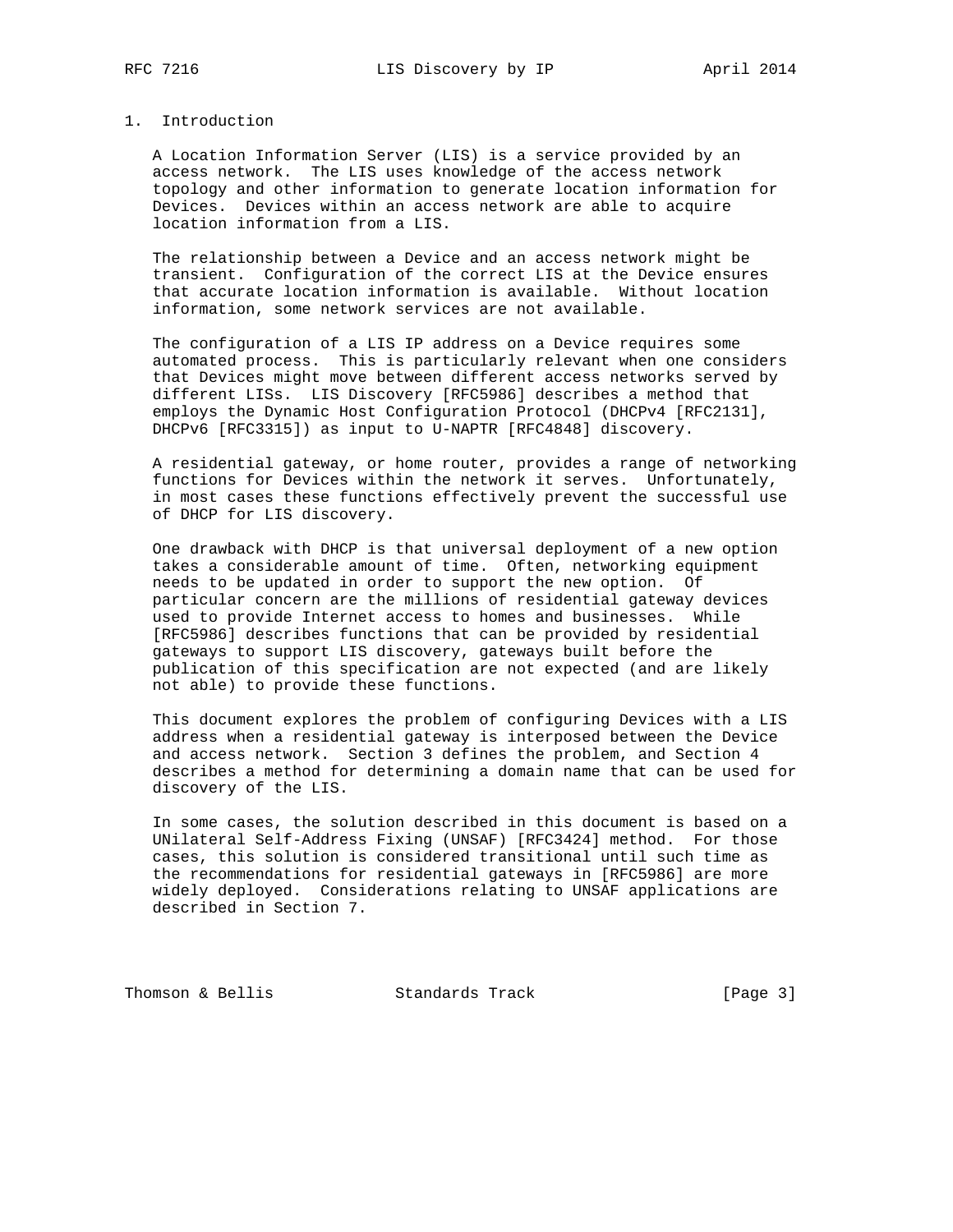## 1. Introduction

A Location Information Server (LIS) is a service provided by an access network. The LIS uses knowledge of the access network topology and other information to generate location information for Devices. Devices within an access network are able to acquire location information from a LIS.

The relationship between a Device and an access network might be transient. Configuration of the correct LIS at the Device ensures that accurate location information is available. Without location information, some network services are not available.

The configuration of a LIS IP address on a Device requires some automated process. This is particularly relevant when one considers that Devices might move between different access networks served by different LISs. LIS Discovery [RFC5986] describes a method that employs the Dynamic Host Configuration Protocol (DHCPv4 [RFC2131], DHCPv6 [RFC3315]) as input to U-NAPTR [RFC4848] discovery.

A residential gateway, or home router, provides a range of networking functions for Devices within the network it serves. Unfortunately, in most cases these functions effectively prevent the successful use of DHCP for LIS discovery.

One drawback with DHCP is that universal deployment of a new option takes a considerable amount of time. Often, networking equipment needs to be updated in order to support the new option. Of particular concern are the millions of residential gateway devices used to provide Internet access to homes and businesses. While [RFC5986] describes functions that can be provided by residential gateways to support LIS discovery, gateways built before the publication of this specification are not expected (and are likely not able) to provide these functions.

This document explores the problem of configuring Devices with a LIS address when a residential gateway is interposed between the Device and access network. Section 3 defines the problem, and Section 4 describes a method for determining a domain name that can be used for discovery of the LIS.

In some cases, the solution described in this document is based on a UNilateral Self-Address Fixing (UNSAF) [RFC3424] method. For those cases, this solution is considered transitional until such time as the recommendations for residential gateways in [RFC5986] are more widely deployed. Considerations relating to UNSAF applications are described in Section 7.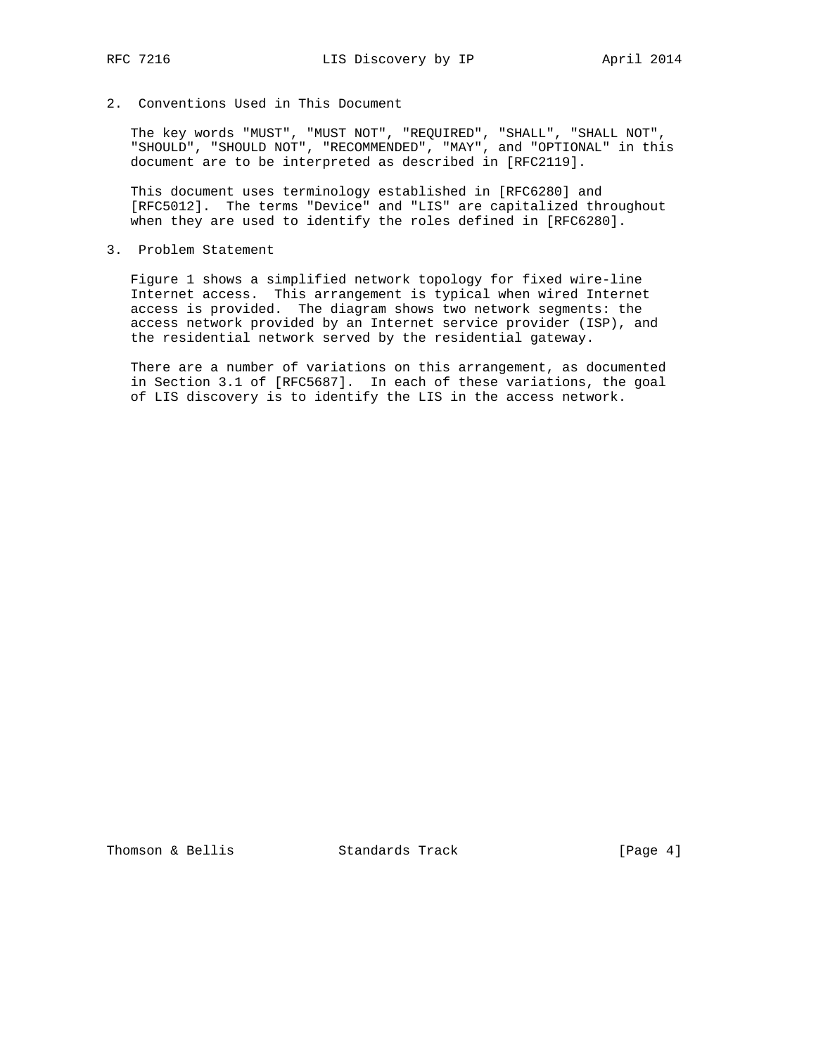## 2. Conventions Used in This Document

The key words "MUST", "MUST NOT", "REQUIRED", "SHALL", "SHALL NOT", "SHOULD", "SHOULD NOT", "RECOMMENDED", "MAY", and "OPTIONAL" in this document are to be interpreted as described in [RFC2119].

This document uses terminology established in [RFC6280] and [RFC5012]. The terms "Device" and "LIS" are capitalized throughout when they are used to identify the roles defined in [RFC6280].

## 3. Problem Statement

Figure 1 shows a simplified network topology for fixed wire-line Internet access. This arrangement is typical when wired Internet access is provided. The diagram shows two network segments: the access network provided by an Internet service provider (ISP), and the residential network served by the residential gateway.

There are a number of variations on this arrangement, as documented in Section 3.1 of [RFC5687]. In each of these variations, the goal of LIS discovery is to identify the LIS in the access network.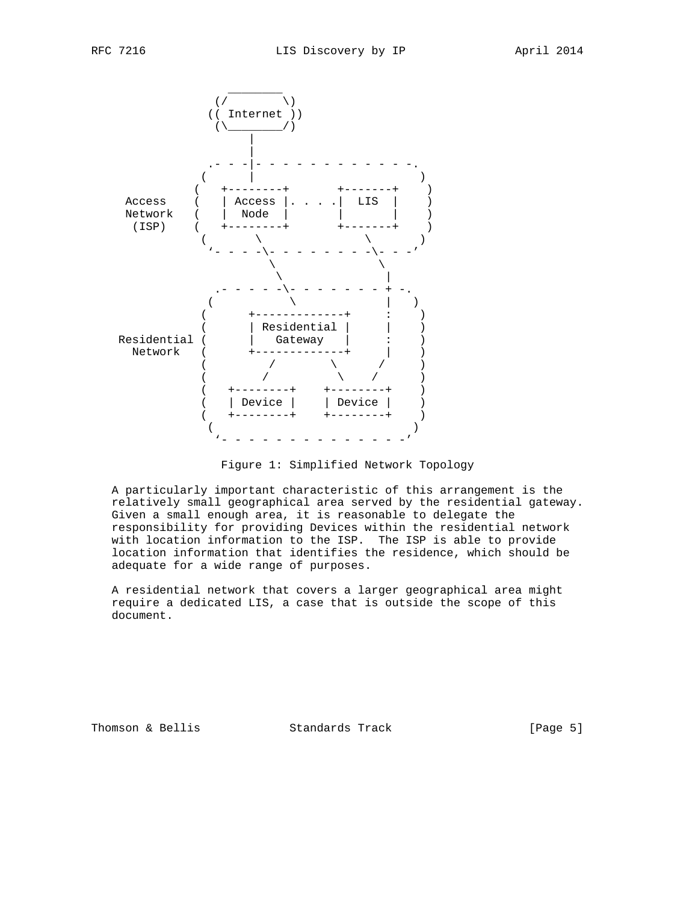```
                 _________
               (/         \)
              (( Internet ))
               (\_________/)
                     |
                     |
              .- - -|- - - - - - - - - - - -.
             (      |                       )
            (   +--------+       +-------+   )
  Access    (   | Access |. . . .|  LIS  |   )
  Network   (   |  Node  |       |       |   )
   (ISP)    (   +--------+       +-------+   )
             (       \              \       )
              '- - - -\- - - - - - - -\- - -'
                       \               \
                        \               |
             .- - - - - -\- - - - - - - + -.
            (             \             |   )
           (      +-------------+      :    )
           (      | Residential |      |    )
 Residential (    |   Gateway   |      :    )
   Network   (    +-------------+      |    )
           (         /        \       /     )
           (        /          \    /       )
           (   +--------+    +--------+     )
           (   | Device |    | Device |     )
           (   +--------+    +--------+     )
            (                              )
             '- - - - - - - - - - - - - - -'
```

Figure 1: Simplified Network Topology

A particularly important characteristic of this arrangement is the relatively small geographical area served by the residential gateway. Given a small enough area, it is reasonable to delegate the responsibility for providing Devices within the residential network with location information to the ISP. The ISP is able to provide location information that identifies the residence, which should be adequate for a wide range of purposes.

A residential network that covers a larger geographical area might require a dedicated LIS, a case that is outside the scope of this document.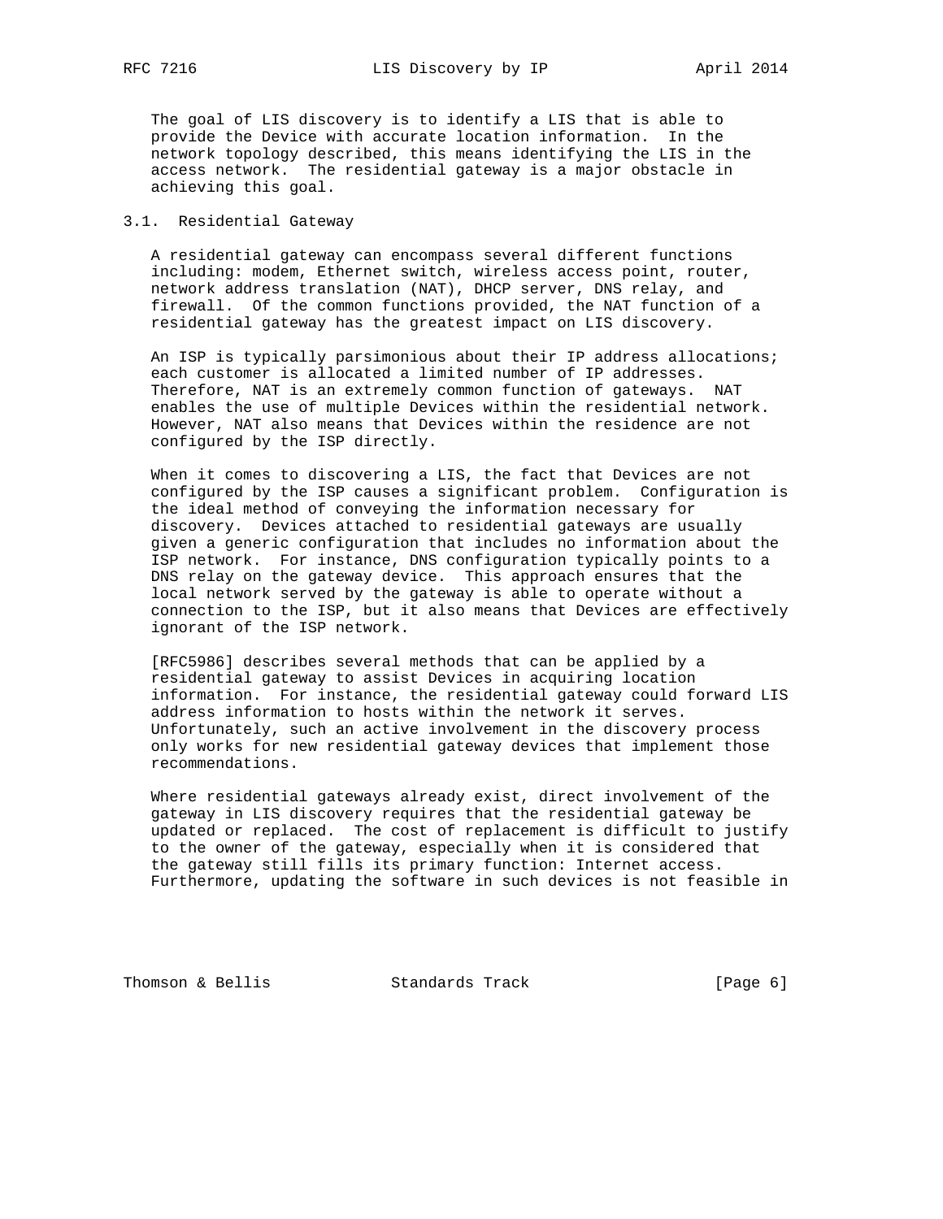The goal of LIS discovery is to identify a LIS that is able to provide the Device with accurate location information. In the network topology described, this means identifying the LIS in the access network. The residential gateway is a major obstacle in achieving this goal.

## 3.1. Residential Gateway

A residential gateway can encompass several different functions including: modem, Ethernet switch, wireless access point, router, network address translation (NAT), DHCP server, DNS relay, and firewall. Of the common functions provided, the NAT function of a residential gateway has the greatest impact on LIS discovery.

An ISP is typically parsimonious about their IP address allocations; each customer is allocated a limited number of IP addresses. Therefore, NAT is an extremely common function of gateways. NAT enables the use of multiple Devices within the residential network. However, NAT also means that Devices within the residence are not configured by the ISP directly.

When it comes to discovering a LIS, the fact that Devices are not configured by the ISP causes a significant problem. Configuration is the ideal method of conveying the information necessary for discovery. Devices attached to residential gateways are usually given a generic configuration that includes no information about the ISP network. For instance, DNS configuration typically points to a DNS relay on the gateway device. This approach ensures that the local network served by the gateway is able to operate without a connection to the ISP, but it also means that Devices are effectively ignorant of the ISP network.

[RFC5986] describes several methods that can be applied by a residential gateway to assist Devices in acquiring location information. For instance, the residential gateway could forward LIS address information to hosts within the network it serves. Unfortunately, such an active involvement in the discovery process only works for new residential gateway devices that implement those recommendations.

Where residential gateways already exist, direct involvement of the gateway in LIS discovery requires that the residential gateway be updated or replaced. The cost of replacement is difficult to justify to the owner of the gateway, especially when it is considered that the gateway still fills its primary function: Internet access. Furthermore, updating the software in such devices is not feasible in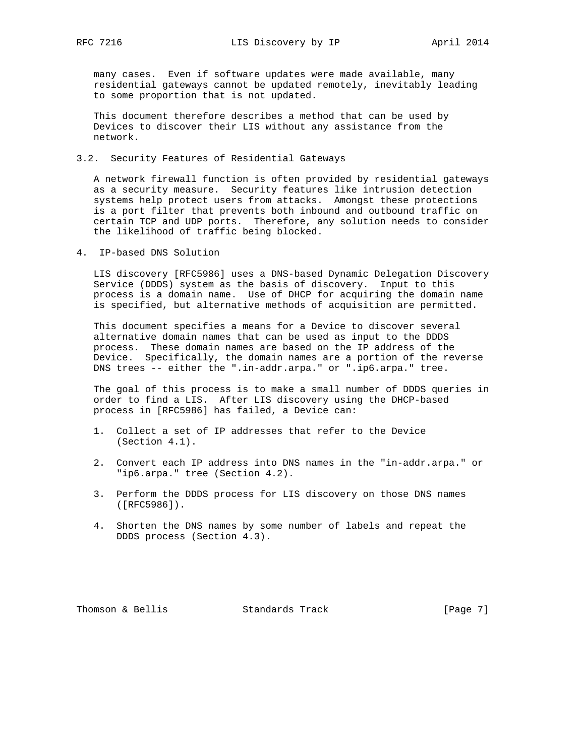many cases. Even if software updates were made available, many residential gateways cannot be updated remotely, inevitably leading to some proportion that is not updated.

This document therefore describes a method that can be used by Devices to discover their LIS without any assistance from the network.

### 3.2. Security Features of Residential Gateways

A network firewall function is often provided by residential gateways as a security measure. Security features like intrusion detection systems help protect users from attacks. Amongst these protections is a port filter that prevents both inbound and outbound traffic on certain TCP and UDP ports. Therefore, any solution needs to consider the likelihood of traffic being blocked.

## 4. IP-based DNS Solution

LIS discovery [RFC5986] uses a DNS-based Dynamic Delegation Discovery Service (DDDS) system as the basis of discovery. Input to this process is a domain name. Use of DHCP for acquiring the domain name is specified, but alternative methods of acquisition are permitted.

This document specifies a means for a Device to discover several alternative domain names that can be used as input to the DDDS process. These domain names are based on the IP address of the Device. Specifically, the domain names are a portion of the reverse DNS trees -- either the ".in-addr.arpa." or ".ip6.arpa." tree.

The goal of this process is to make a small number of DDDS queries in order to find a LIS. After LIS discovery using the DHCP-based process in [RFC5986] has failed, a Device can:

1. Collect a set of IP addresses that refer to the Device (Section 4.1).

2. Convert each IP address into DNS names in the "in-addr.arpa." or "ip6.arpa." tree (Section 4.2).

3. Perform the DDDS process for LIS discovery on those DNS names ([RFC5986]).

4. Shorten the DNS names by some number of labels and repeat the DDDS process (Section 4.3).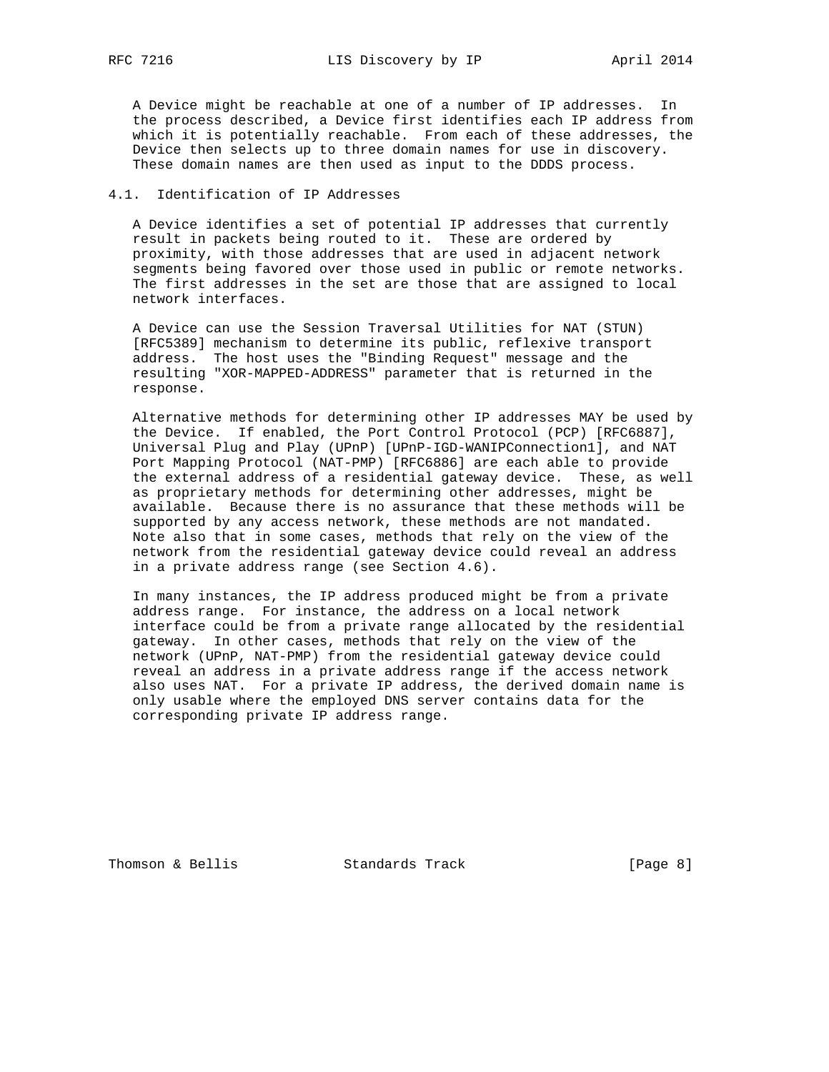A Device might be reachable at one of a number of IP addresses. In the process described, a Device first identifies each IP address from which it is potentially reachable. From each of these addresses, the Device then selects up to three domain names for use in discovery. These domain names are then used as input to the DDDS process.

## 4.1. Identification of IP Addresses

A Device identifies a set of potential IP addresses that currently result in packets being routed to it. These are ordered by proximity, with those addresses that are used in adjacent network segments being favored over those used in public or remote networks. The first addresses in the set are those that are assigned to local network interfaces.

A Device can use the Session Traversal Utilities for NAT (STUN) [RFC5389] mechanism to determine its public, reflexive transport address. The host uses the "Binding Request" message and the resulting "XOR-MAPPED-ADDRESS" parameter that is returned in the response.

Alternative methods for determining other IP addresses MAY be used by the Device. If enabled, the Port Control Protocol (PCP) [RFC6887], Universal Plug and Play (UPnP) [UPnP-IGD-WANIPConnection1], and NAT Port Mapping Protocol (NAT-PMP) [RFC6886] are each able to provide the external address of a residential gateway device. These, as well as proprietary methods for determining other addresses, might be available. Because there is no assurance that these methods will be supported by any access network, these methods are not mandated. Note also that in some cases, methods that rely on the view of the network from the residential gateway device could reveal an address in a private address range (see Section 4.6).

In many instances, the IP address produced might be from a private address range. For instance, the address on a local network interface could be from a private range allocated by the residential gateway. In other cases, methods that rely on the view of the network (UPnP, NAT-PMP) from the residential gateway device could reveal an address in a private address range if the access network also uses NAT. For a private IP address, the derived domain name is only usable where the employed DNS server contains data for the corresponding private IP address range.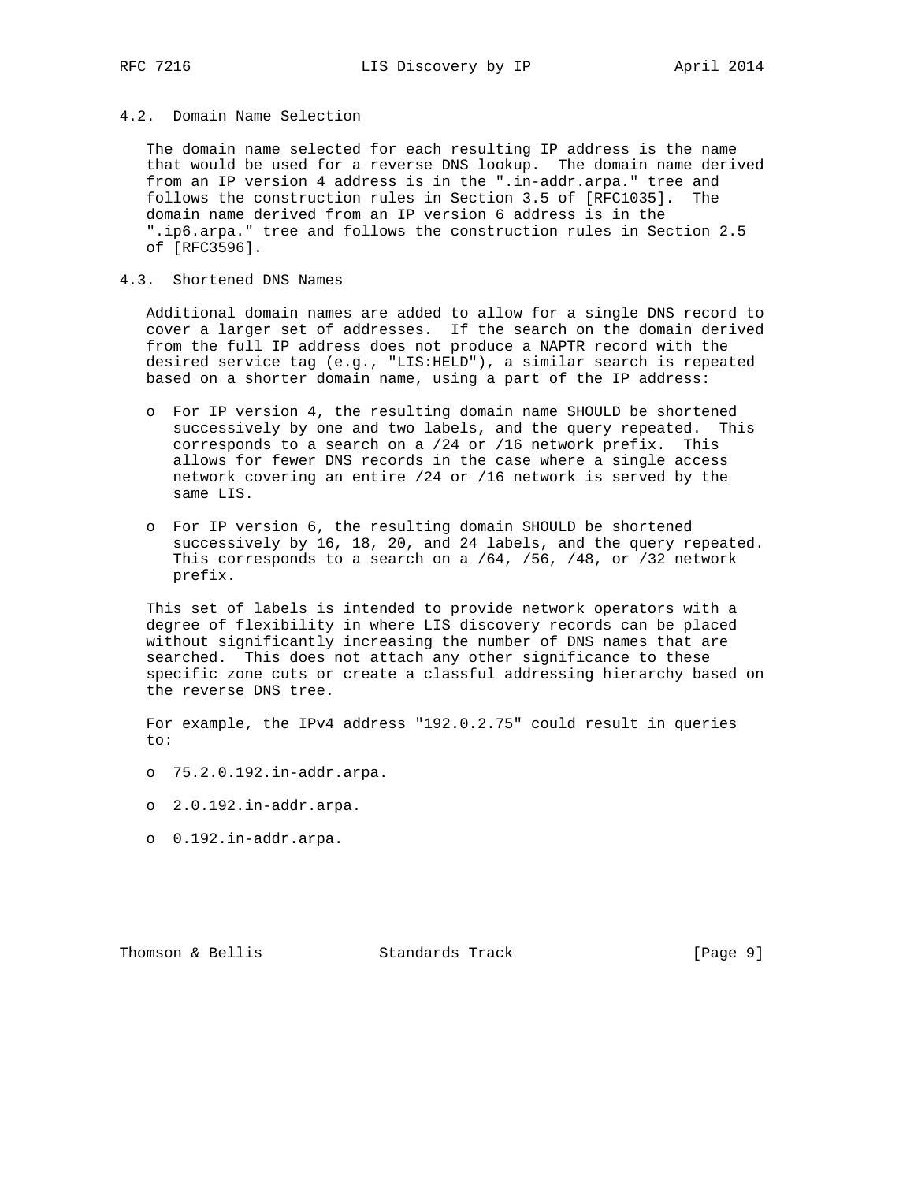### 4.2. Domain Name Selection

The domain name selected for each resulting IP address is the name that would be used for a reverse DNS lookup. The domain name derived from an IP version 4 address is in the ".in-addr.arpa." tree and follows the construction rules in Section 3.5 of [RFC1035]. The domain name derived from an IP version 6 address is in the ".ip6.arpa." tree and follows the construction rules in Section 2.5 of [RFC3596].

### 4.3. Shortened DNS Names

Additional domain names are added to allow for a single DNS record to cover a larger set of addresses. If the search on the domain derived from the full IP address does not produce a NAPTR record with the desired service tag (e.g., "LIS:HELD"), a similar search is repeated based on a shorter domain name, using a part of the IP address:

- For IP version 4, the resulting domain name SHOULD be shortened successively by one and two labels, and the query repeated. This corresponds to a search on a /24 or /16 network prefix. This allows for fewer DNS records in the case where a single access network covering an entire /24 or /16 network is served by the same LIS.
- For IP version 6, the resulting domain SHOULD be shortened successively by 16, 18, 20, and 24 labels, and the query repeated. This corresponds to a search on a /64, /56, /48, or /32 network prefix.

This set of labels is intended to provide network operators with a degree of flexibility in where LIS discovery records can be placed without significantly increasing the number of DNS names that are searched. This does not attach any other significance to these specific zone cuts or create a classful addressing hierarchy based on the reverse DNS tree.

For example, the IPv4 address "192.0.2.75" could result in queries to:

- 75.2.0.192.in-addr.arpa.
- 2.0.192.in-addr.arpa.
- 0.192.in-addr.arpa.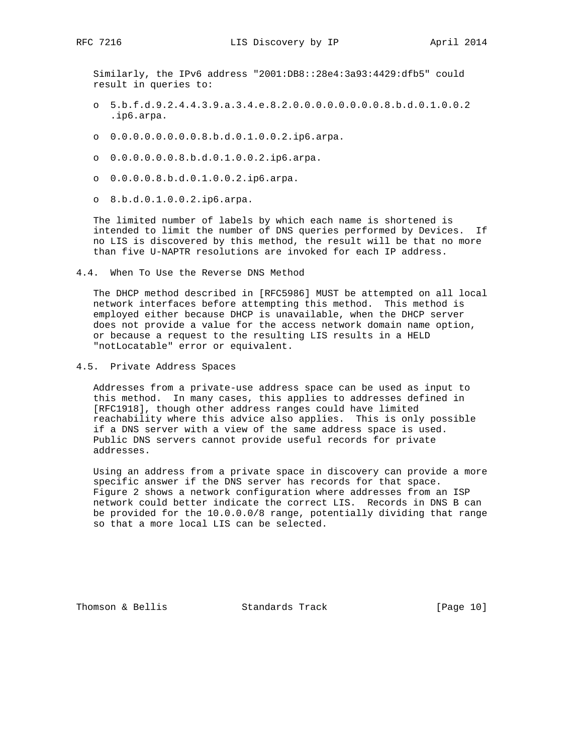Similarly, the IPv6 address "2001:DB8::28e4:3a93:4429:dfb5" could result in queries to:

- 5.b.f.d.9.2.4.4.3.9.a.3.4.e.8.2.0.0.0.0.0.0.0.0.8.b.d.0.1.0.0.2 .ip6.arpa.
- 0.0.0.0.0.0.0.0.8.b.d.0.1.0.0.2.ip6.arpa.
- 0.0.0.0.0.0.8.b.d.0.1.0.0.2.ip6.arpa.
- 0.0.0.0.8.b.d.0.1.0.0.2.ip6.arpa.
- 8.b.d.0.1.0.0.2.ip6.arpa.

The limited number of labels by which each name is shortened is intended to limit the number of DNS queries performed by Devices. If no LIS is discovered by this method, the result will be that no more than five U-NAPTR resolutions are invoked for each IP address.

## 4.4. When To Use the Reverse DNS Method

The DHCP method described in [RFC5986] MUST be attempted on all local network interfaces before attempting this method. This method is employed either because DHCP is unavailable, when the DHCP server does not provide a value for the access network domain name option, or because a request to the resulting LIS results in a HELD "notLocatable" error or equivalent.

## 4.5. Private Address Spaces

Addresses from a private-use address space can be used as input to this method. In many cases, this applies to addresses defined in [RFC1918], though other address ranges could have limited reachability where this advice also applies. This is only possible if a DNS server with a view of the same address space is used. Public DNS servers cannot provide useful records for private addresses.

Using an address from a private space in discovery can provide a more specific answer if the DNS server has records for that space. Figure 2 shows a network configuration where addresses from an ISP network could better indicate the correct LIS. Records in DNS B can be provided for the 10.0.0.0/8 range, potentially dividing that range so that a more local LIS can be selected.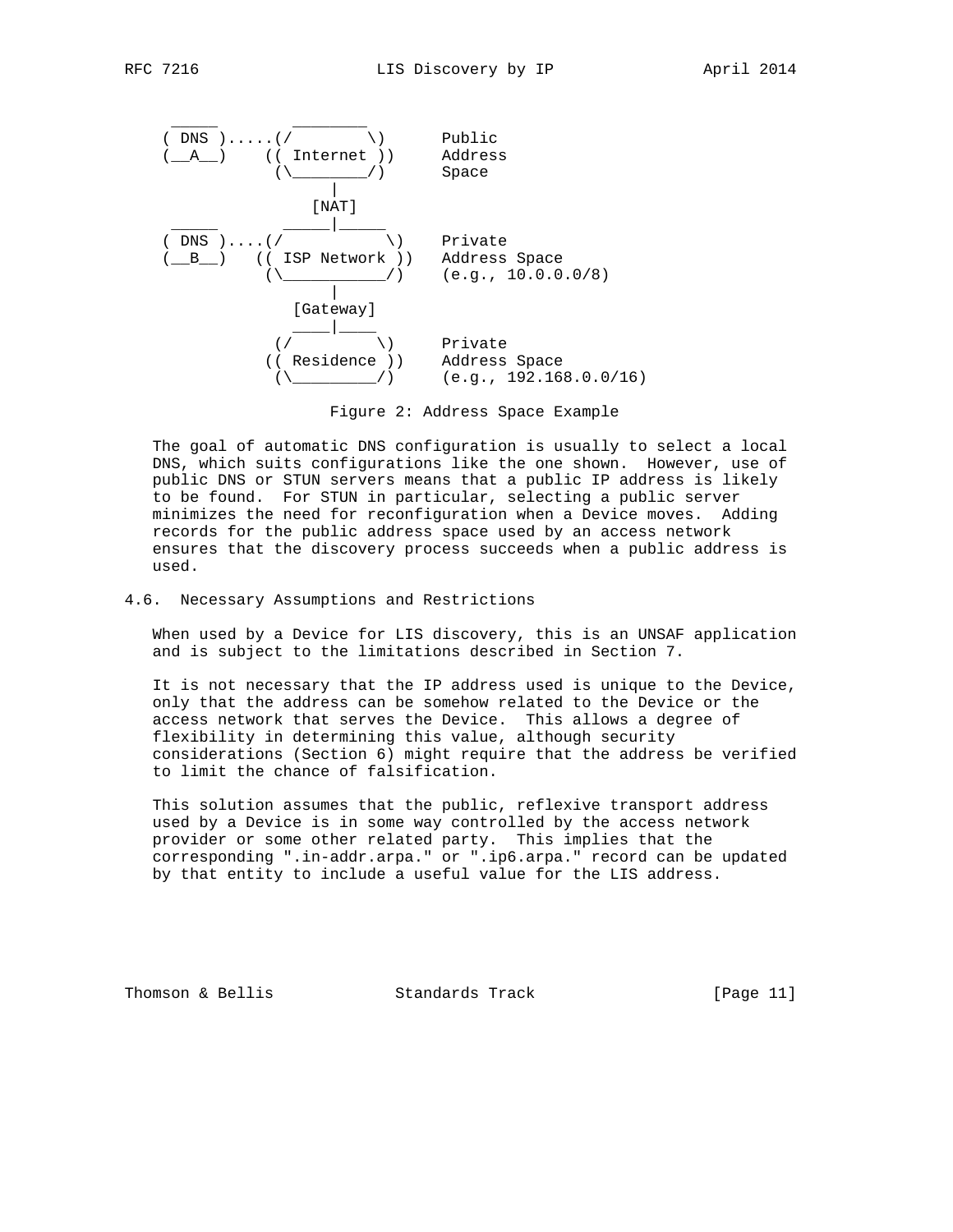```
 _____           ________
( DNS ).....(/          \)      Public
(__A__)    (( Internet ))     Address
            (\________/)      Space
                 |
               [NAT]
 _____         _____|_____
( DNS )....(/            \)    Private
(__B__)   (( ISP Network ))   Address Space
           (\___________/)    (e.g., 10.0.0.0/8)
                  |
             [Gateway]
              ____|____
            (/         \)     Private
           (( Residence ))    Address Space
            (\_________/)     (e.g., 192.168.0.0/16)
```

Figure 2: Address Space Example

The goal of automatic DNS configuration is usually to select a local DNS, which suits configurations like the one shown. However, use of public DNS or STUN servers means that a public IP address is likely to be found. For STUN in particular, selecting a public server minimizes the need for reconfiguration when a Device moves. Adding records for the public address space used by an access network ensures that the discovery process succeeds when a public address is used.

### 4.6. Necessary Assumptions and Restrictions

When used by a Device for LIS discovery, this is an UNSAF application and is subject to the limitations described in Section 7.

It is not necessary that the IP address used is unique to the Device, only that the address can be somehow related to the Device or the access network that serves the Device. This allows a degree of flexibility in determining this value, although security considerations (Section 6) might require that the address be verified to limit the chance of falsification.

This solution assumes that the public, reflexive transport address used by a Device is in some way controlled by the access network provider or some other related party. This implies that the corresponding ".in-addr.arpa." or ".ip6.arpa." record can be updated by that entity to include a useful value for the LIS address.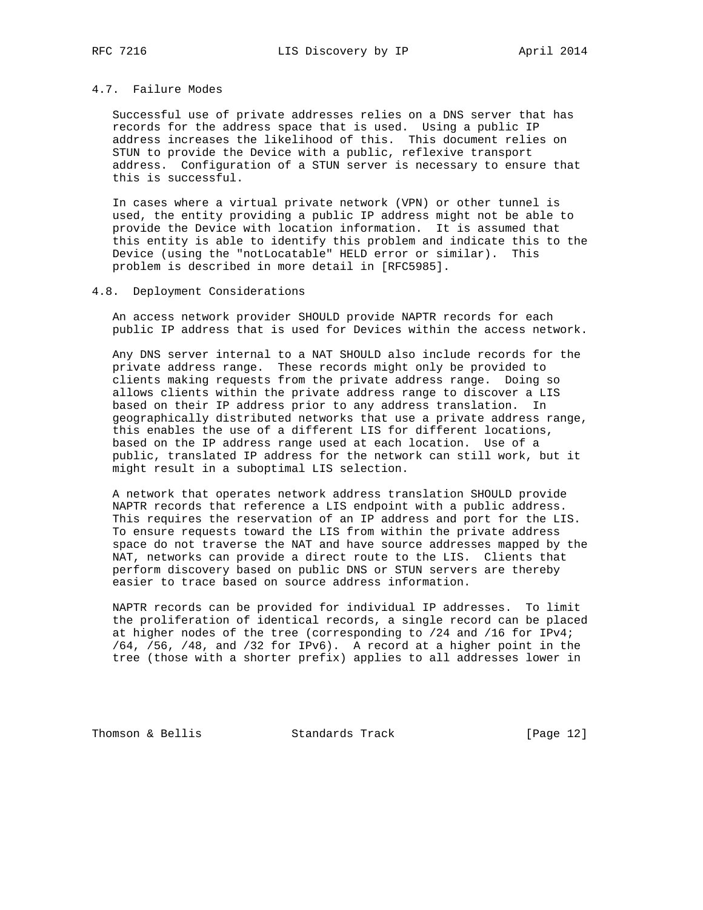### 4.7. Failure Modes

Successful use of private addresses relies on a DNS server that has records for the address space that is used. Using a public IP address increases the likelihood of this. This document relies on STUN to provide the Device with a public, reflexive transport address. Configuration of a STUN server is necessary to ensure that this is successful.

In cases where a virtual private network (VPN) or other tunnel is used, the entity providing a public IP address might not be able to provide the Device with location information. It is assumed that this entity is able to identify this problem and indicate this to the Device (using the "notLocatable" HELD error or similar). This problem is described in more detail in [RFC5985].

### 4.8. Deployment Considerations

An access network provider SHOULD provide NAPTR records for each public IP address that is used for Devices within the access network.

Any DNS server internal to a NAT SHOULD also include records for the private address range. These records might only be provided to clients making requests from the private address range. Doing so allows clients within the private address range to discover a LIS based on their IP address prior to any address translation. In geographically distributed networks that use a private address range, this enables the use of a different LIS for different locations, based on the IP address range used at each location. Use of a public, translated IP address for the network can still work, but it might result in a suboptimal LIS selection.

A network that operates network address translation SHOULD provide NAPTR records that reference a LIS endpoint with a public address. This requires the reservation of an IP address and port for the LIS. To ensure requests toward the LIS from within the private address space do not traverse the NAT and have source addresses mapped by the NAT, networks can provide a direct route to the LIS. Clients that perform discovery based on public DNS or STUN servers are thereby easier to trace based on source address information.

NAPTR records can be provided for individual IP addresses. To limit the proliferation of identical records, a single record can be placed at higher nodes of the tree (corresponding to /24 and /16 for IPv4; /64, /56, /48, and /32 for IPv6). A record at a higher point in the tree (those with a shorter prefix) applies to all addresses lower in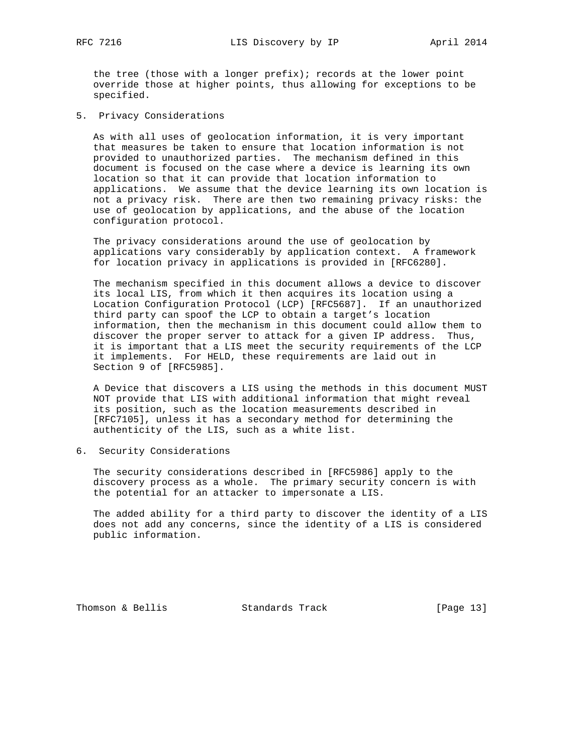the tree (those with a longer prefix); records at the lower point override those at higher points, thus allowing for exceptions to be specified.

## 5. Privacy Considerations

As with all uses of geolocation information, it is very important that measures be taken to ensure that location information is not provided to unauthorized parties. The mechanism defined in this document is focused on the case where a device is learning its own location so that it can provide that location information to applications. We assume that the device learning its own location is not a privacy risk. There are then two remaining privacy risks: the use of geolocation by applications, and the abuse of the location configuration protocol.

The privacy considerations around the use of geolocation by applications vary considerably by application context. A framework for location privacy in applications is provided in [RFC6280].

The mechanism specified in this document allows a device to discover its local LIS, from which it then acquires its location using a Location Configuration Protocol (LCP) [RFC5687]. If an unauthorized third party can spoof the LCP to obtain a target's location information, then the mechanism in this document could allow them to discover the proper server to attack for a given IP address. Thus, it is important that a LIS meet the security requirements of the LCP it implements. For HELD, these requirements are laid out in Section 9 of [RFC5985].

A Device that discovers a LIS using the methods in this document MUST NOT provide that LIS with additional information that might reveal its position, such as the location measurements described in [RFC7105], unless it has a secondary method for determining the authenticity of the LIS, such as a white list.

## 6. Security Considerations

The security considerations described in [RFC5986] apply to the discovery process as a whole. The primary security concern is with the potential for an attacker to impersonate a LIS.

The added ability for a third party to discover the identity of a LIS does not add any concerns, since the identity of a LIS is considered public information.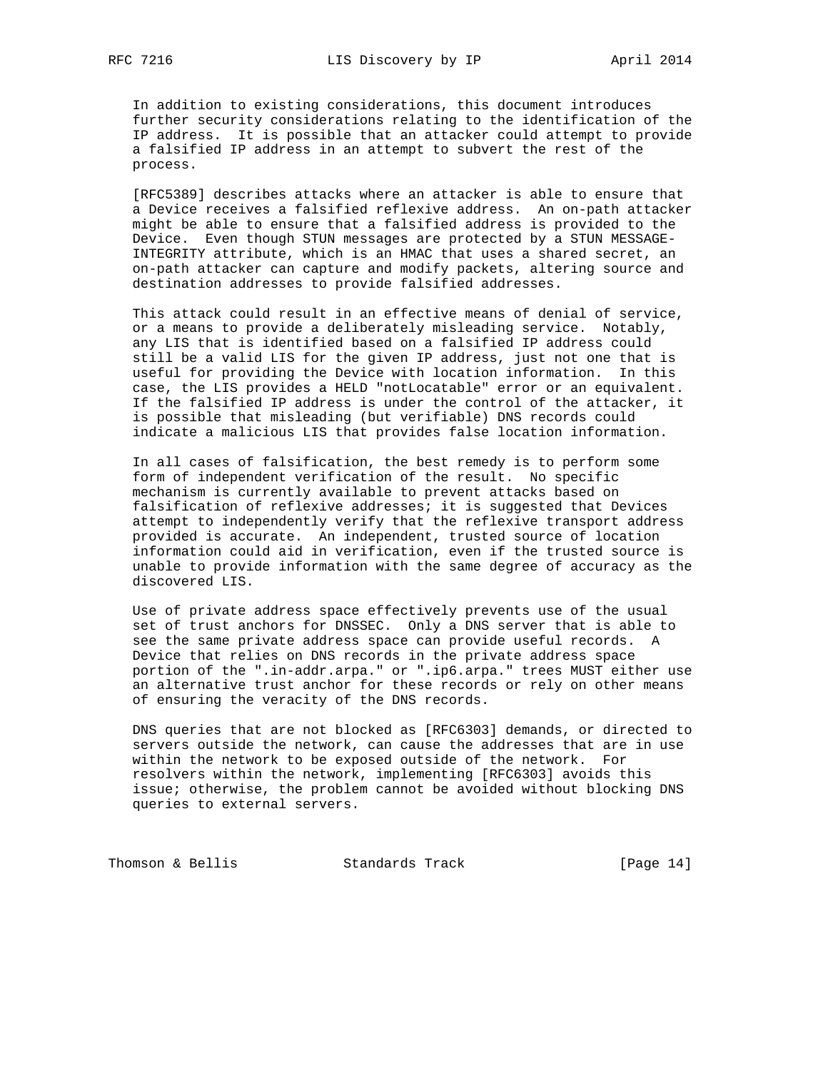In addition to existing considerations, this document introduces further security considerations relating to the identification of the IP address. It is possible that an attacker could attempt to provide a falsified IP address in an attempt to subvert the rest of the process.

[RFC5389] describes attacks where an attacker is able to ensure that a Device receives a falsified reflexive address. An on-path attacker might be able to ensure that a falsified address is provided to the Device. Even though STUN messages are protected by a STUN MESSAGE-INTEGRITY attribute, which is an HMAC that uses a shared secret, an on-path attacker can capture and modify packets, altering source and destination addresses to provide falsified addresses.

This attack could result in an effective means of denial of service, or a means to provide a deliberately misleading service. Notably, any LIS that is identified based on a falsified IP address could still be a valid LIS for the given IP address, just not one that is useful for providing the Device with location information. In this case, the LIS provides a HELD "notLocatable" error or an equivalent. If the falsified IP address is under the control of the attacker, it is possible that misleading (but verifiable) DNS records could indicate a malicious LIS that provides false location information.

In all cases of falsification, the best remedy is to perform some form of independent verification of the result. No specific mechanism is currently available to prevent attacks based on falsification of reflexive addresses; it is suggested that Devices attempt to independently verify that the reflexive transport address provided is accurate. An independent, trusted source of location information could aid in verification, even if the trusted source is unable to provide information with the same degree of accuracy as the discovered LIS.

Use of private address space effectively prevents use of the usual set of trust anchors for DNSSEC. Only a DNS server that is able to see the same private address space can provide useful records. A Device that relies on DNS records in the private address space portion of the ".in-addr.arpa." or ".ip6.arpa." trees MUST either use an alternative trust anchor for these records or rely on other means of ensuring the veracity of the DNS records.

DNS queries that are not blocked as [RFC6303] demands, or directed to servers outside the network, can cause the addresses that are in use within the network to be exposed outside of the network. For resolvers within the network, implementing [RFC6303] avoids this issue; otherwise, the problem cannot be avoided without blocking DNS queries to external servers.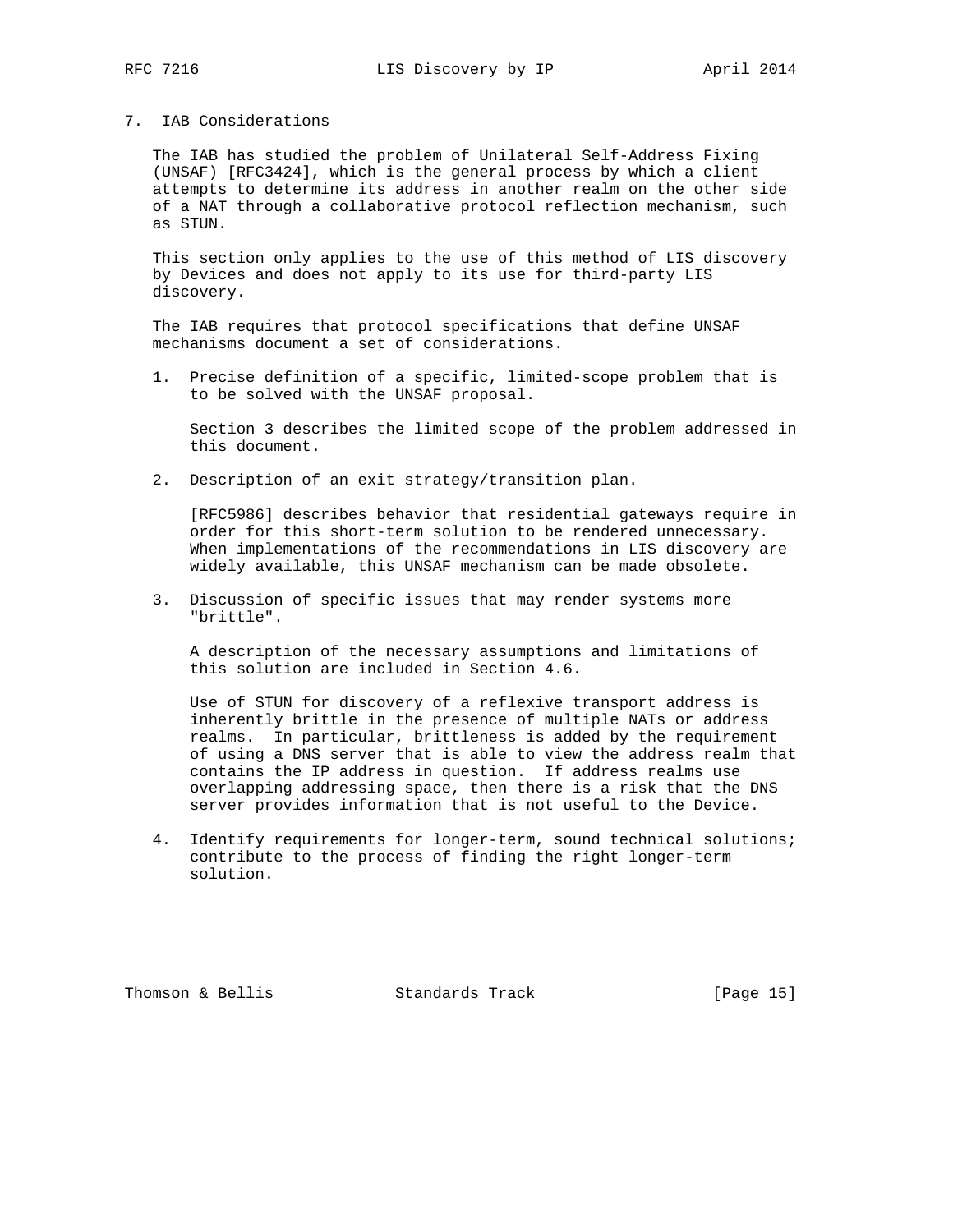## 7. IAB Considerations

The IAB has studied the problem of Unilateral Self-Address Fixing (UNSAF) [RFC3424], which is the general process by which a client attempts to determine its address in another realm on the other side of a NAT through a collaborative protocol reflection mechanism, such as STUN.

This section only applies to the use of this method of LIS discovery by Devices and does not apply to its use for third-party LIS discovery.

The IAB requires that protocol specifications that define UNSAF mechanisms document a set of considerations.

1. Precise definition of a specific, limited-scope problem that is to be solved with the UNSAF proposal.

   Section 3 describes the limited scope of the problem addressed in this document.

2. Description of an exit strategy/transition plan.

   [RFC5986] describes behavior that residential gateways require in order for this short-term solution to be rendered unnecessary. When implementations of the recommendations in LIS discovery are widely available, this UNSAF mechanism can be made obsolete.

3. Discussion of specific issues that may render systems more "brittle".

   A description of the necessary assumptions and limitations of this solution are included in Section 4.6.

   Use of STUN for discovery of a reflexive transport address is inherently brittle in the presence of multiple NATs or address realms. In particular, brittleness is added by the requirement of using a DNS server that is able to view the address realm that contains the IP address in question. If address realms use overlapping addressing space, then there is a risk that the DNS server provides information that is not useful to the Device.

4. Identify requirements for longer-term, sound technical solutions; contribute to the process of finding the right longer-term solution.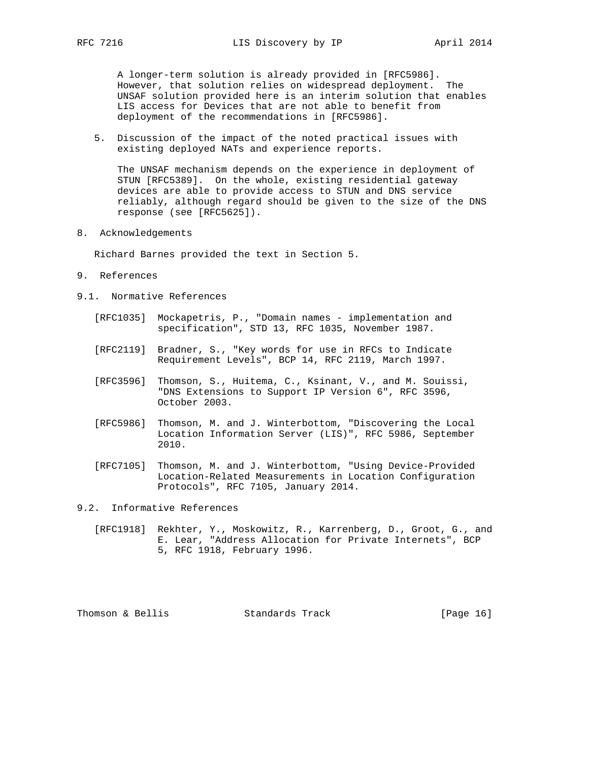A longer-term solution is already provided in [RFC5986]. However, that solution relies on widespread deployment. The UNSAF solution provided here is an interim solution that enables LIS access for Devices that are not able to benefit from deployment of the recommendations in [RFC5986].

5. Discussion of the impact of the noted practical issues with existing deployed NATs and experience reports.

   The UNSAF mechanism depends on the experience in deployment of STUN [RFC5389]. On the whole, existing residential gateway devices are able to provide access to STUN and DNS service reliably, although regard should be given to the size of the DNS response (see [RFC5625]).

## 8. Acknowledgements

Richard Barnes provided the text in Section 5.

## 9. References

### 9.1. Normative References

[RFC1035] Mockapetris, P., "Domain names - implementation and specification", STD 13, RFC 1035, November 1987.

[RFC2119] Bradner, S., "Key words for use in RFCs to Indicate Requirement Levels", BCP 14, RFC 2119, March 1997.

[RFC3596] Thomson, S., Huitema, C., Ksinant, V., and M. Souissi, "DNS Extensions to Support IP Version 6", RFC 3596, October 2003.

[RFC5986] Thomson, M. and J. Winterbottom, "Discovering the Local Location Information Server (LIS)", RFC 5986, September 2010.

[RFC7105] Thomson, M. and J. Winterbottom, "Using Device-Provided Location-Related Measurements in Location Configuration Protocols", RFC 7105, January 2014.

### 9.2. Informative References

[RFC1918] Rekhter, Y., Moskowitz, R., Karrenberg, D., Groot, G., and E. Lear, "Address Allocation for Private Internets", BCP 5, RFC 1918, February 1996.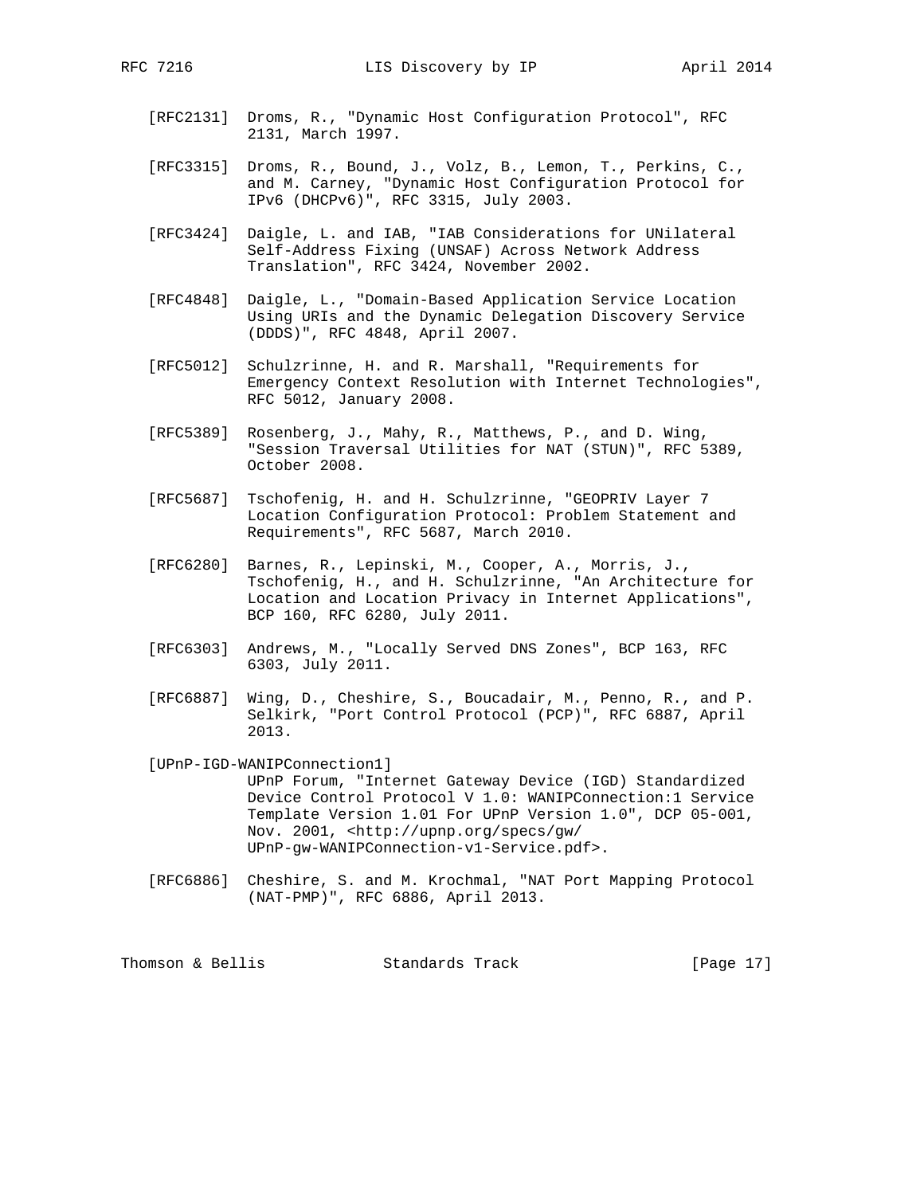[RFC2131] Droms, R., "Dynamic Host Configuration Protocol", RFC 2131, March 1997.

[RFC3315] Droms, R., Bound, J., Volz, B., Lemon, T., Perkins, C., and M. Carney, "Dynamic Host Configuration Protocol for IPv6 (DHCPv6)", RFC 3315, July 2003.

[RFC3424] Daigle, L. and IAB, "IAB Considerations for UNilateral Self-Address Fixing (UNSAF) Across Network Address Translation", RFC 3424, November 2002.

[RFC4848] Daigle, L., "Domain-Based Application Service Location Using URIs and the Dynamic Delegation Discovery Service (DDDS)", RFC 4848, April 2007.

[RFC5012] Schulzrinne, H. and R. Marshall, "Requirements for Emergency Context Resolution with Internet Technologies", RFC 5012, January 2008.

[RFC5389] Rosenberg, J., Mahy, R., Matthews, P., and D. Wing, "Session Traversal Utilities for NAT (STUN)", RFC 5389, October 2008.

[RFC5687] Tschofenig, H. and H. Schulzrinne, "GEOPRIV Layer 7 Location Configuration Protocol: Problem Statement and Requirements", RFC 5687, March 2010.

[RFC6280] Barnes, R., Lepinski, M., Cooper, A., Morris, J., Tschofenig, H., and H. Schulzrinne, "An Architecture for Location and Location Privacy in Internet Applications", BCP 160, RFC 6280, July 2011.

[RFC6303] Andrews, M., "Locally Served DNS Zones", BCP 163, RFC 6303, July 2011.

[RFC6887] Wing, D., Cheshire, S., Boucadair, M., Penno, R., and P. Selkirk, "Port Control Protocol (PCP)", RFC 6887, April 2013.

[UPnP-IGD-WANIPConnection1] UPnP Forum, "Internet Gateway Device (IGD) Standardized Device Control Protocol V 1.0: WANIPConnection:1 Service Template Version 1.01 For UPnP Version 1.0", DCP 05-001, Nov. 2001, <http://upnp.org/specs/gw/UPnP-gw-WANIPConnection-v1-Service.pdf>.

[RFC6886] Cheshire, S. and M. Krochmal, "NAT Port Mapping Protocol (NAT-PMP)", RFC 6886, April 2013.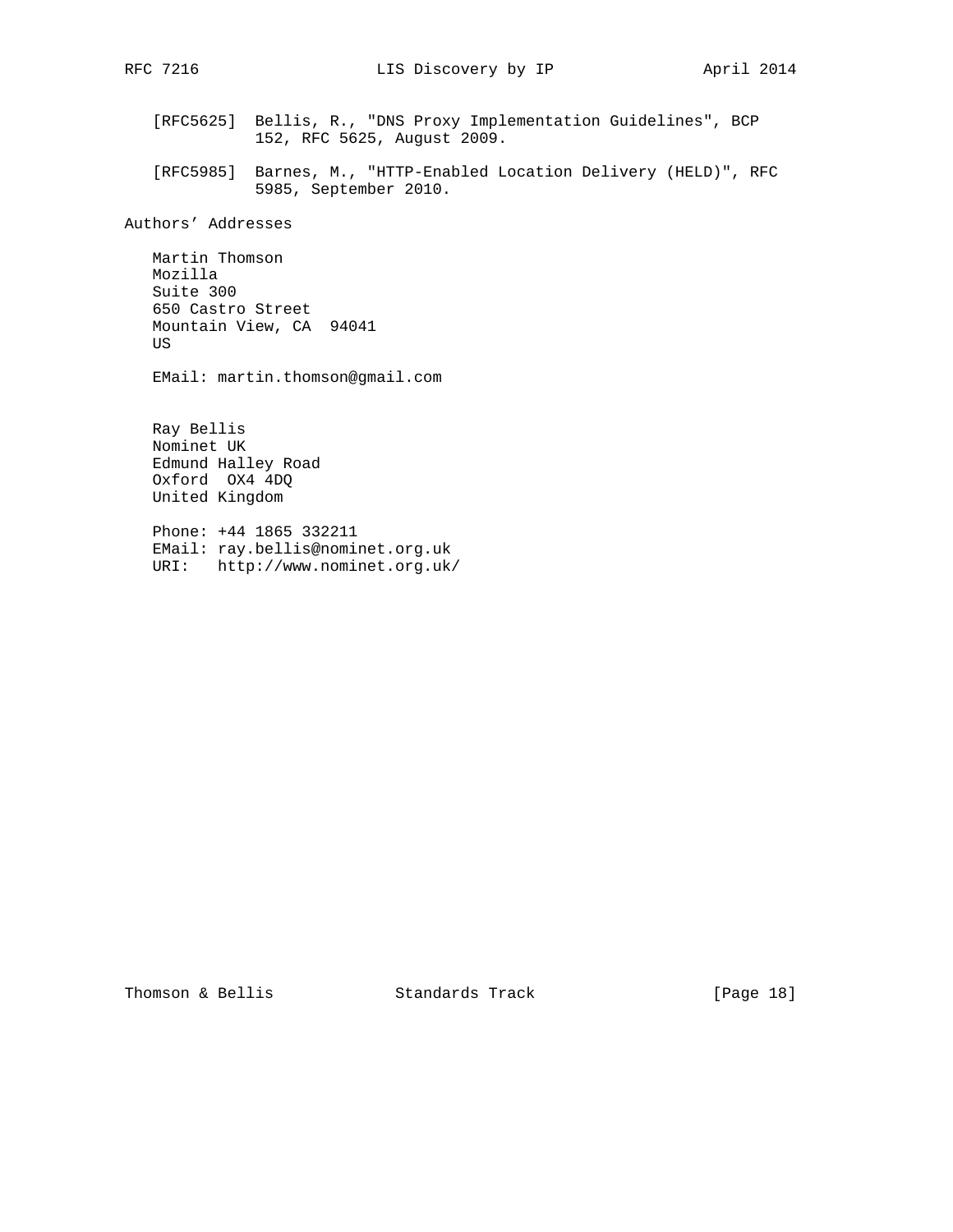[RFC5625] Bellis, R., "DNS Proxy Implementation Guidelines", BCP 152, RFC 5625, August 2009.

[RFC5985] Barnes, M., "HTTP-Enabled Location Delivery (HELD)", RFC 5985, September 2010.

## Authors' Addresses

Martin Thomson
Mozilla
Suite 300
650 Castro Street
Mountain View, CA 94041
US

EMail: martin.thomson@gmail.com

Ray Bellis
Nominet UK
Edmund Halley Road
Oxford OX4 4DQ
United Kingdom

Phone: +44 1865 332211
EMail: ray.bellis@nominet.org.uk
URI: http://www.nominet.org.uk/